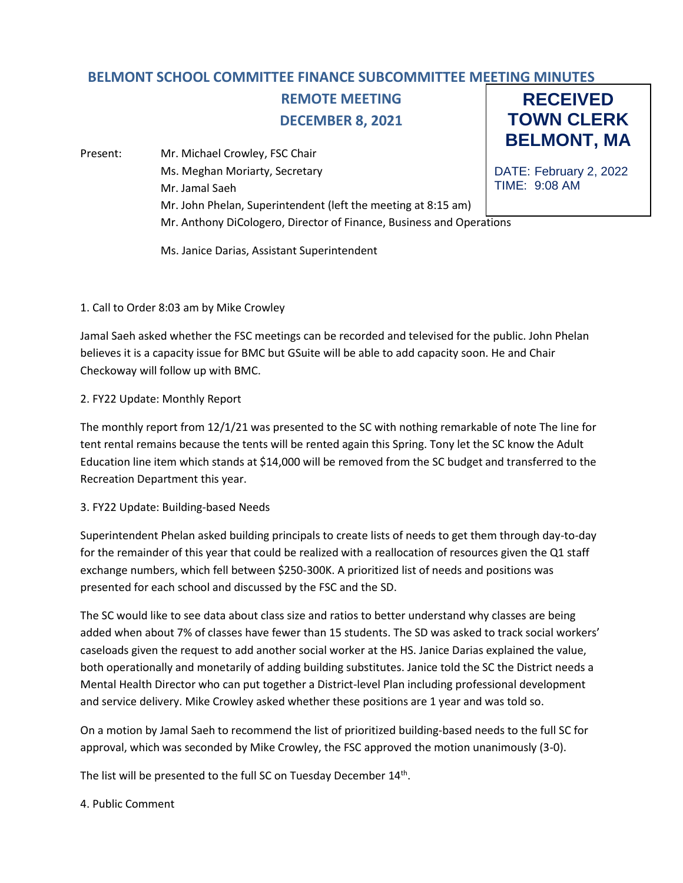# BELMONT SCHOOL COMMITTEE FINANCE SUBCOMMITTEE MEETING MINUTES

## REMOTE MEETING

## DECEMBER 8, 2021

**RECEIVED TOWN CLERK BELMONT, MA**

DATE: February 2, 2022
TIME: 9:08 AM

Present:
- Mr. Michael Crowley, FSC Chair
- Ms. Meghan Moriarty, Secretary
- Mr. Jamal Saeh
- Mr. John Phelan, Superintendent (left the meeting at 8:15 am)
- Mr. Anthony DiCologero, Director of Finance, Business and Operations
- Ms. Janice Darias, Assistant Superintendent

1. Call to Order 8:03 am by Mike Crowley

Jamal Saeh asked whether the FSC meetings can be recorded and televised for the public. John Phelan believes it is a capacity issue for BMC but GSuite will be able to add capacity soon. He and Chair Checkoway will follow up with BMC.

2. FY22 Update: Monthly Report

The monthly report from 12/1/21 was presented to the SC with nothing remarkable of note The line for tent rental remains because the tents will be rented again this Spring. Tony let the SC know the Adult Education line item which stands at $14,000 will be removed from the SC budget and transferred to the Recreation Department this year.

3. FY22 Update: Building-based Needs

Superintendent Phelan asked building principals to create lists of needs to get them through day-to-day for the remainder of this year that could be realized with a reallocation of resources given the Q1 staff exchange numbers, which fell between $250-300K. A prioritized list of needs and positions was presented for each school and discussed by the FSC and the SD.

The SC would like to see data about class size and ratios to better understand why classes are being added when about 7% of classes have fewer than 15 students. The SD was asked to track social workers' caseloads given the request to add another social worker at the HS. Janice Darias explained the value, both operationally and monetarily of adding building substitutes. Janice told the SC the District needs a Mental Health Director who can put together a District-level Plan including professional development and service delivery. Mike Crowley asked whether these positions are 1 year and was told so.

On a motion by Jamal Saeh to recommend the list of prioritized building-based needs to the full SC for approval, which was seconded by Mike Crowley, the FSC approved the motion unanimously (3-0).

The list will be presented to the full SC on Tuesday December 14th.

4. Public Comment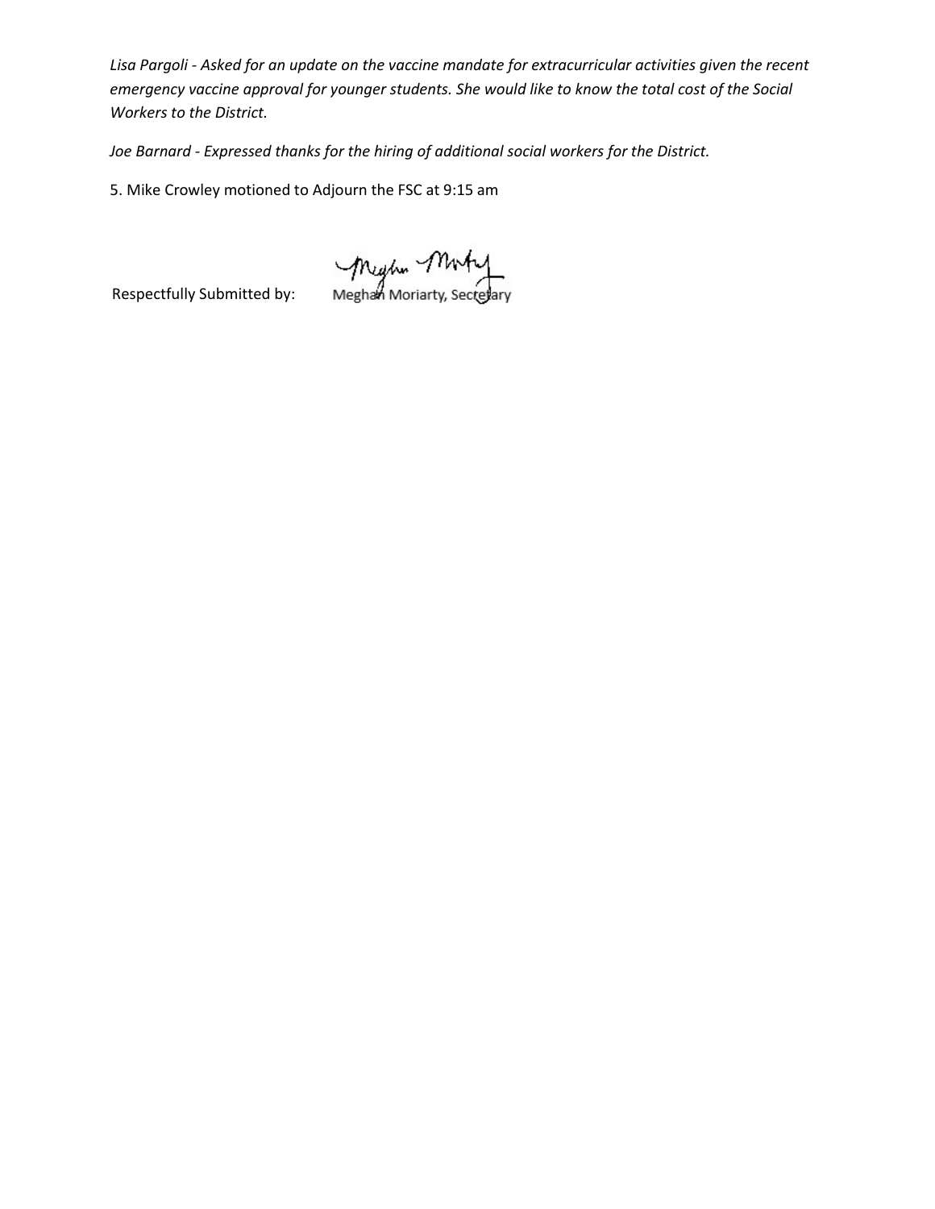*Lisa Pargoli - Asked for an update on the vaccine mandate for extracurricular activities given the recent emergency vaccine approval for younger students. She would like to know the total cost of the Social Workers to the District.*

*Joe Barnard - Expressed thanks for the hiring of additional social workers for the District.*

5. Mike Crowley motioned to Adjourn the FSC at 9:15 am

Respectfully Submitted by: Meghan Moriarty, Secretary